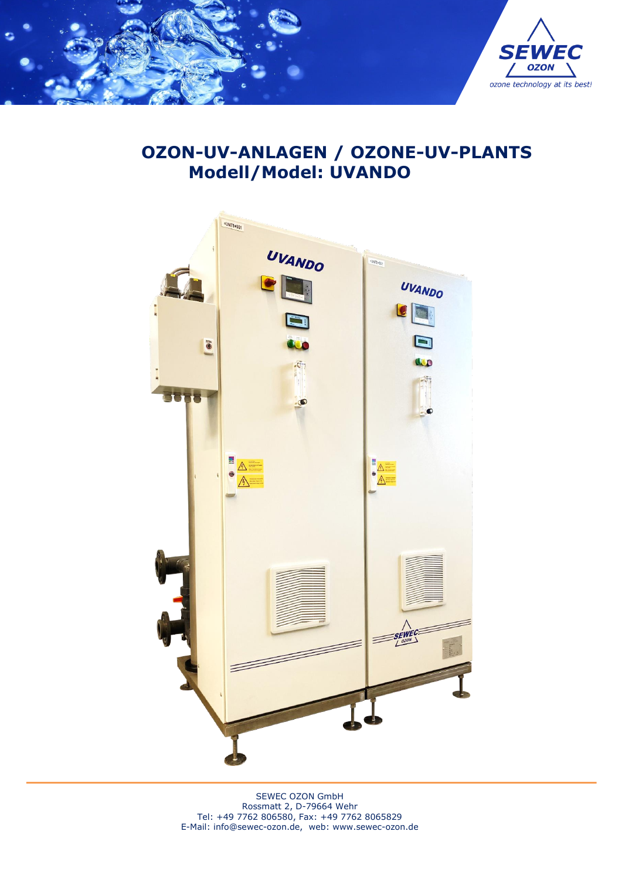# OZON-UV-ANLAGEN / OZONE-UV-PLANTS
## Modell/Model: UVANDO

SEWEC OZON GmbH
Rossmatt 2, D-79664 Wehr
Tel: +49 7762 806580, Fax: +49 7762 8065829
E-Mail: info@sewec-ozon.de, web: www.sewec-ozon.de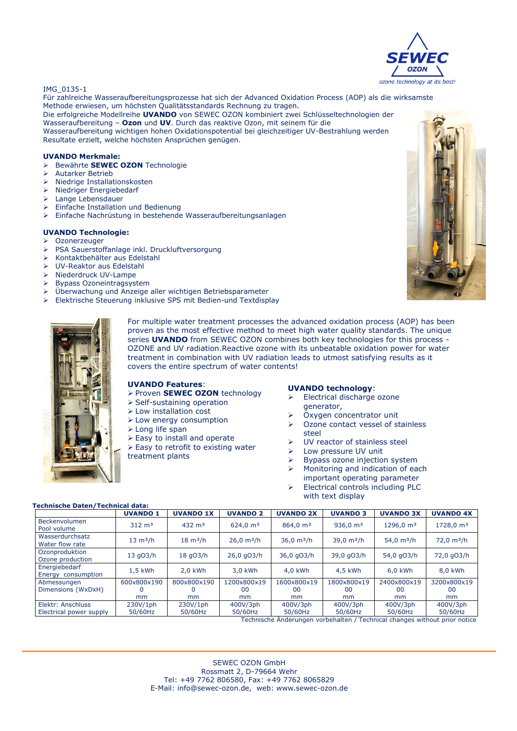SEWEC OZON

*ozone technology at its best!*

IMG_0135-1

Für zahlreiche Wasseraufbereitungsprozesse hat sich der Advanced Oxidation Process (AOP) als die wirksamste Methode erwiesen, um höchsten Qualitätsstandards Rechnung zu tragen.

Die erfolgreiche Modellreihe **UVANDO** von SEWEC OZON kombiniert zwei Schlüsseltechnologien der Wasseraufbereitung – **Ozon** und **UV**. Durch das reaktive Ozon, mit seinem für die Wasseraufbereitung wichtigen hohen Oxidationspotential bei gleichzeitiger UV-Bestrahlung werden Resultate erzielt, welche höchsten Ansprüchen genügen.

**UVANDO Merkmale:**

- Bewährte **SEWEC OZON** Technologie
- Autarker Betrieb
- Niedrige Installationskosten
- Niedriger Energiebedarf
- Lange Lebensdauer
- Einfache Installation und Bedienung
- Einfache Nachrüstung in bestehende Wasseraufbereitungsanlagen

**UVANDO Technologie:**

- Ozonerzeuger
- PSA Sauerstoffanlage inkl. Druckluftversorgung
- Kontaktbehälter aus Edelstahl
- UV-Reaktor aus Edelstahl
- Niederdruck UV-Lampe
- Bypass Ozoneintragsystem
- Überwachung und Anzeige aller wichtigen Betriebsparameter
- Elektrische Steuerung inklusive SPS mit Bedien-und Textdisplay

For multiple water treatment processes the advanced oxidation process (AOP) has been proven as the most effective method to meet high water quality standards. The unique series **UVANDO** from SEWEC OZON combines both key technologies for this process - OZONE and UV radiation.Reactive ozone with its unbeatable oxidation power for water treatment in combination with UV radiation leads to utmost satisfying results as it covers the entire spectrum of water contents!

**UVANDO Features**:

- Proven **SEWEC OZON** technology
- Self-sustaining operation
- Low installation cost
- Low energy consumption
- Long life span
- Easy to install and operate
- Easy to retrofit to existing water treatment plants

**UVANDO technology**:

- Electrical discharge ozone generator,
- Oxygen concentrator unit
- Ozone contact vessel of stainless steel
- UV reactor of stainless steel
- Low pressure UV unit
- Bypass ozone injection system
- Monitoring and indication of each important operating parameter
- Electrical controls including PLC with text display

**Technische Daten/Technical data:**

| | UVANDO 1 | UVANDO 1X | UVANDO 2 | UVANDO 2X | UVANDO 3 | UVANDO 3X | UVANDO 4X |
|---|---|---|---|---|---|---|---|
| Beckenvolumen Pool volume | 312 m³ | 432 m³ | 624,0 m³ | 864,0 m³ | 936,0 m³ | 1296,0 m³ | 1728,0 m³ |
| Wasserdurchsatz Water flow rate | 13 m³/h | 18 m³/h | 26,0 m³/h | 36,0 m³/h | 39,0 m³/h | 54,0 m³/h | 72,0 m³/h |
| Ozonproduktion Ozone production | 13 gO3/h | 18 gO3/h | 26,0 gO3/h | 36,0 gO3/h | 39,0 gO3/h | 54,0 gO3/h | 72,0 gO3/h |
| Energiebedarf Energy consumption | 1,5 kWh | 2,0 kWh | 3,0 kWh | 4,0 kWh | 4,5 kWh | 6,0 kWh | 8,0 kWh |
| Abmessungen Dimensions (WxDxH) | 600x800x1900 mm | 800x800x1900 mm | 1200x800x1900 mm | 1600x800x1900 mm | 1800x800x1900 mm | 2400x800x1900 mm | 3200x800x1900 mm |
| Elektr. Anschluss Electrical power supply | 230V/1ph 50/60Hz | 230V/1ph 50/60Hz | 400V/3ph 50/60Hz | 400V/3ph 50/60Hz | 400V/3ph 50/60Hz | 400V/3ph 50/60Hz | 400V/3ph 50/60Hz |

Technische Änderungen vorbehalten / Technical changes without prior notice

SEWEC OZON GmbH
Rossmatt 2, D-79664 Wehr
Tel: +49 7762 806580, Fax: +49 7762 8065829
E-Mail: info@sewec-ozon.de, web: www.sewec-ozon.de